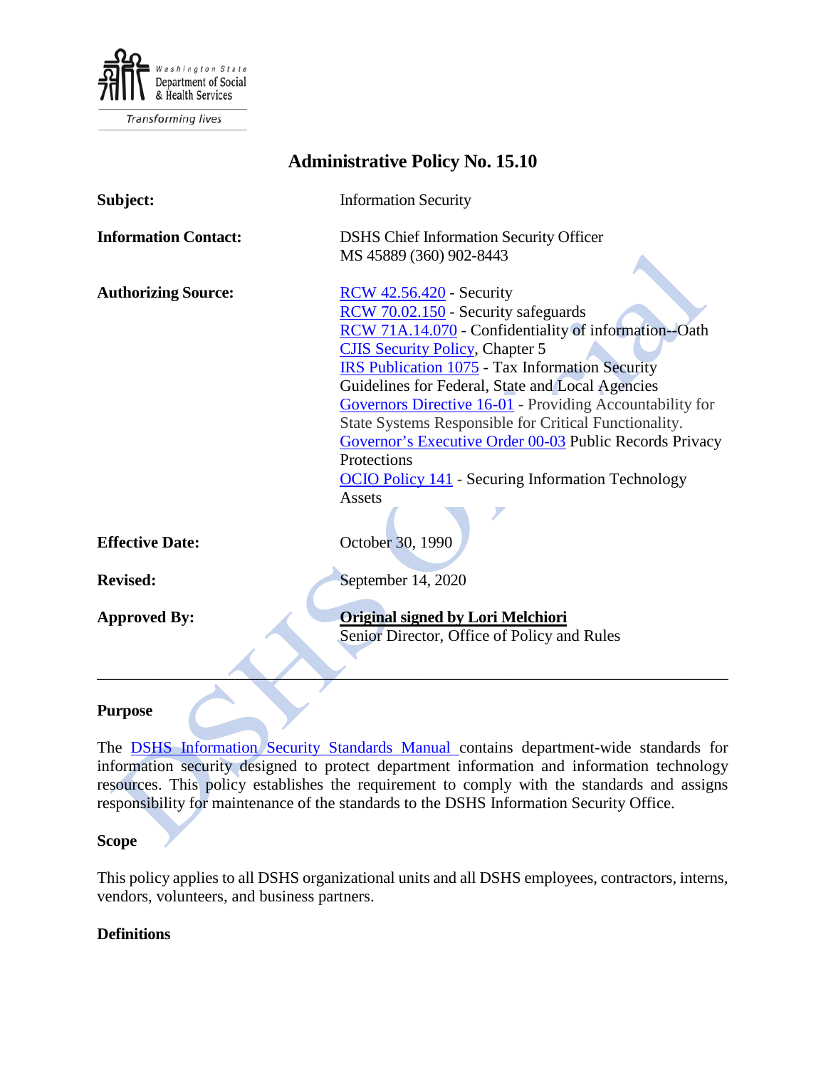Washington State Department of Social & Health Services

Transforming lives

# Administrative Policy No. 15.10

| | |
|---|---|
| **Subject:** | Information Security |
| **Information Contact:** | DSHS Chief Information Security Officer<br>MS 45889 (360) 902-8443 |
| **Authorizing Source:** | RCW 42.56.420 - Security<br>RCW 70.02.150 - Security safeguards<br>RCW 71A.14.070 - Confidentiality of information--Oath<br>CJIS Security Policy, Chapter 5<br>IRS Publication 1075 - Tax Information Security Guidelines for Federal, State and Local Agencies<br>Governors Directive 16-01 - Providing Accountability for State Systems Responsible for Critical Functionality.<br>Governor's Executive Order 00-03 Public Records Privacy Protections<br>OCIO Policy 141 - Securing Information Technology Assets |
| **Effective Date:** | October 30, 1990 |
| **Revised:** | September 14, 2020 |
| **Approved By:** | **Original signed by Lori Melchiori**<br>Senior Director, Office of Policy and Rules |

---

## Purpose

The DSHS Information Security Standards Manual contains department-wide standards for information security designed to protect department information and information technology resources. This policy establishes the requirement to comply with the standards and assigns responsibility for maintenance of the standards to the DSHS Information Security Office.

## Scope

This policy applies to all DSHS organizational units and all DSHS employees, contractors, interns, vendors, volunteers, and business partners.

## Definitions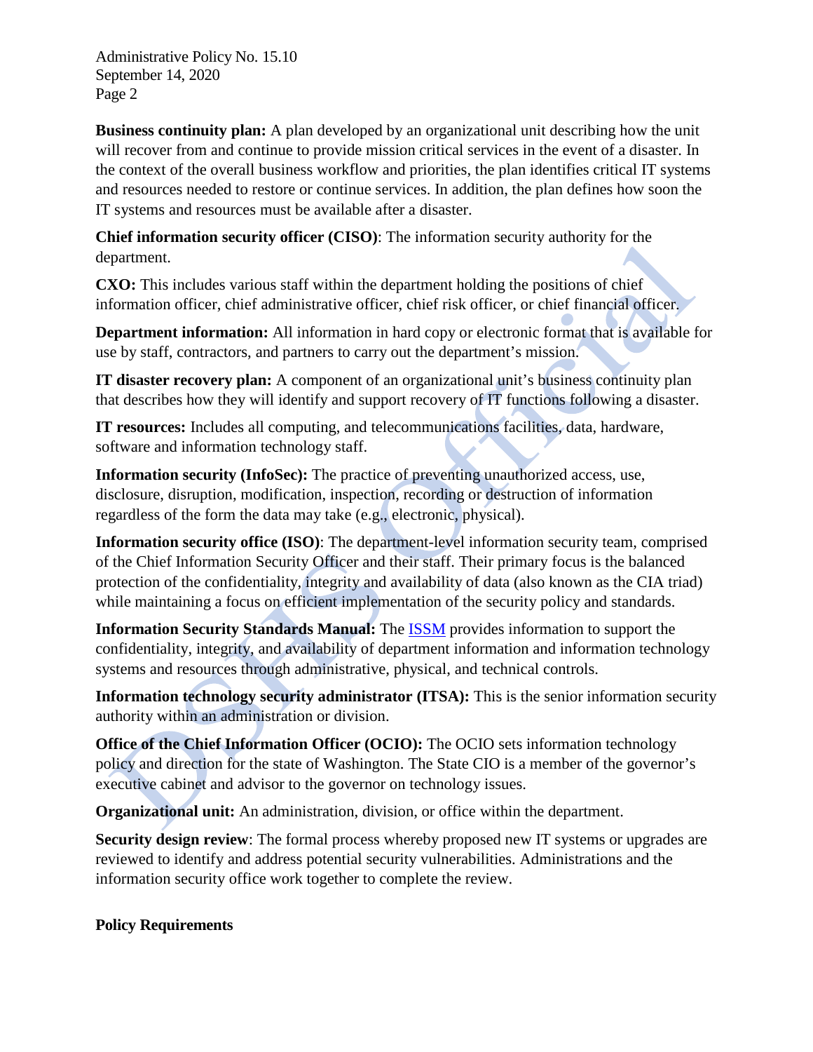**Business continuity plan:** A plan developed by an organizational unit describing how the unit will recover from and continue to provide mission critical services in the event of a disaster. In the context of the overall business workflow and priorities, the plan identifies critical IT systems and resources needed to restore or continue services. In addition, the plan defines how soon the IT systems and resources must be available after a disaster.

**Chief information security officer (CISO)**: The information security authority for the department.

**CXO:** This includes various staff within the department holding the positions of chief information officer, chief administrative officer, chief risk officer, or chief financial officer.

**Department information:** All information in hard copy or electronic format that is available for use by staff, contractors, and partners to carry out the department's mission.

**IT disaster recovery plan:** A component of an organizational unit's business continuity plan that describes how they will identify and support recovery of IT functions following a disaster.

**IT resources:** Includes all computing, and telecommunications facilities, data, hardware, software and information technology staff.

**Information security (InfoSec):** The practice of preventing unauthorized access, use, disclosure, disruption, modification, inspection, recording or destruction of information regardless of the form the data may take (e.g., electronic, physical).

**Information security office (ISO)**: The department-level information security team, comprised of the Chief Information Security Officer and their staff. Their primary focus is the balanced protection of the confidentiality, integrity and availability of data (also known as the CIA triad) while maintaining a focus on efficient implementation of the security policy and standards.

**Information Security Standards Manual:** The ISSM provides information to support the confidentiality, integrity, and availability of department information and information technology systems and resources through administrative, physical, and technical controls.

**Information technology security administrator (ITSA):** This is the senior information security authority within an administration or division.

**Office of the Chief Information Officer (OCIO):** The OCIO sets information technology policy and direction for the state of Washington. The State CIO is a member of the governor's executive cabinet and advisor to the governor on technology issues.

**Organizational unit:** An administration, division, or office within the department.

**Security design review**: The formal process whereby proposed new IT systems or upgrades are reviewed to identify and address potential security vulnerabilities. Administrations and the information security office work together to complete the review.

**Policy Requirements**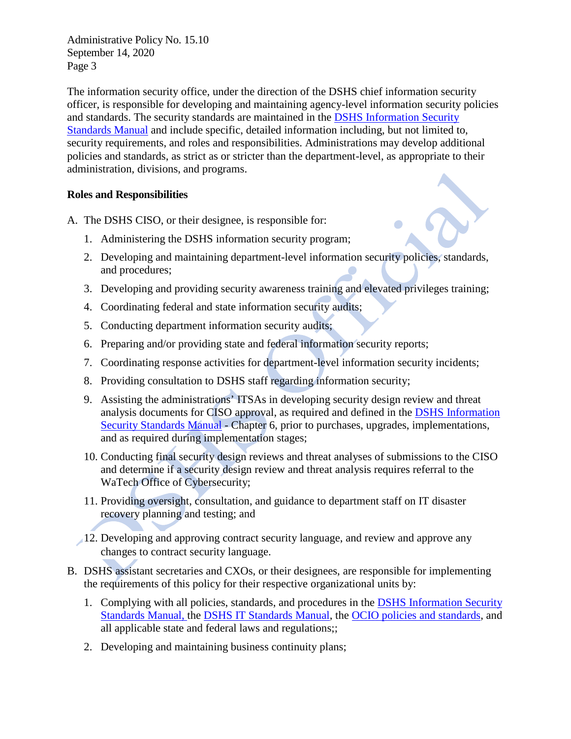The information security office, under the direction of the DSHS chief information security officer, is responsible for developing and maintaining agency-level information security policies and standards. The security standards are maintained in the DSHS Information Security Standards Manual and include specific, detailed information including, but not limited to, security requirements, and roles and responsibilities. Administrations may develop additional policies and standards, as strict as or stricter than the department-level, as appropriate to their administration, divisions, and programs.

**Roles and Responsibilities**

A. The DSHS CISO, or their designee, is responsible for:

   1. Administering the DSHS information security program;
   2. Developing and maintaining department-level information security policies, standards, and procedures;
   3. Developing and providing security awareness training and elevated privileges training;
   4. Coordinating federal and state information security audits;
   5. Conducting department information security audits;
   6. Preparing and/or providing state and federal information security reports;
   7. Coordinating response activities for department-level information security incidents;
   8. Providing consultation to DSHS staff regarding information security;
   9. Assisting the administrations' ITSAs in developing security design review and threat analysis documents for CISO approval, as required and defined in the DSHS Information Security Standards Manual - Chapter 6, prior to purchases, upgrades, implementations, and as required during implementation stages;
   10. Conducting final security design reviews and threat analyses of submissions to the CISO and determine if a security design review and threat analysis requires referral to the WaTech Office of Cybersecurity;
   11. Providing oversight, consultation, and guidance to department staff on IT disaster recovery planning and testing; and
   12. Developing and approving contract security language, and review and approve any changes to contract security language.

B. DSHS assistant secretaries and CXOs, or their designees, are responsible for implementing the requirements of this policy for their respective organizational units by:

   1. Complying with all policies, standards, and procedures in the DSHS Information Security Standards Manual, the DSHS IT Standards Manual, the OCIO policies and standards, and all applicable state and federal laws and regulations;;
   2. Developing and maintaining business continuity plans;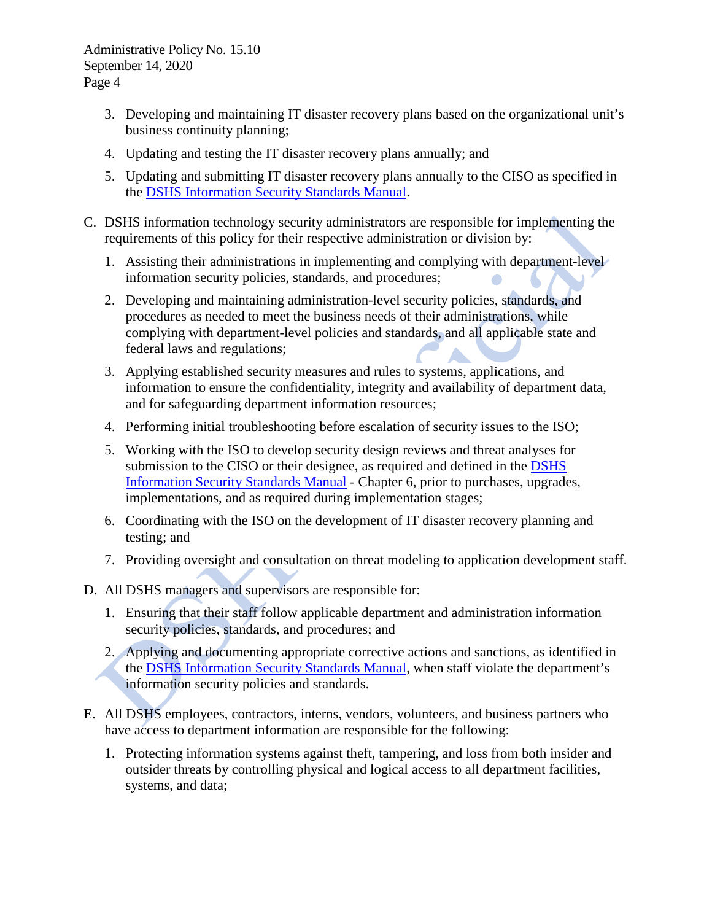3. Developing and maintaining IT disaster recovery plans based on the organizational unit's business continuity planning;
4. Updating and testing the IT disaster recovery plans annually; and
5. Updating and submitting IT disaster recovery plans annually to the CISO as specified in the DSHS Information Security Standards Manual.

C. DSHS information technology security administrators are responsible for implementing the requirements of this policy for their respective administration or division by:

1. Assisting their administrations in implementing and complying with department-level information security policies, standards, and procedures;
2. Developing and maintaining administration-level security policies, standards, and procedures as needed to meet the business needs of their administrations, while complying with department-level policies and standards, and all applicable state and federal laws and regulations;
3. Applying established security measures and rules to systems, applications, and information to ensure the confidentiality, integrity and availability of department data, and for safeguarding department information resources;
4. Performing initial troubleshooting before escalation of security issues to the ISO;
5. Working with the ISO to develop security design reviews and threat analyses for submission to the CISO or their designee, as required and defined in the DSHS Information Security Standards Manual - Chapter 6, prior to purchases, upgrades, implementations, and as required during implementation stages;
6. Coordinating with the ISO on the development of IT disaster recovery planning and testing; and
7. Providing oversight and consultation on threat modeling to application development staff.

D. All DSHS managers and supervisors are responsible for:

1. Ensuring that their staff follow applicable department and administration information security policies, standards, and procedures; and
2. Applying and documenting appropriate corrective actions and sanctions, as identified in the DSHS Information Security Standards Manual, when staff violate the department's information security policies and standards.

E. All DSHS employees, contractors, interns, vendors, volunteers, and business partners who have access to department information are responsible for the following:

1. Protecting information systems against theft, tampering, and loss from both insider and outsider threats by controlling physical and logical access to all department facilities, systems, and data;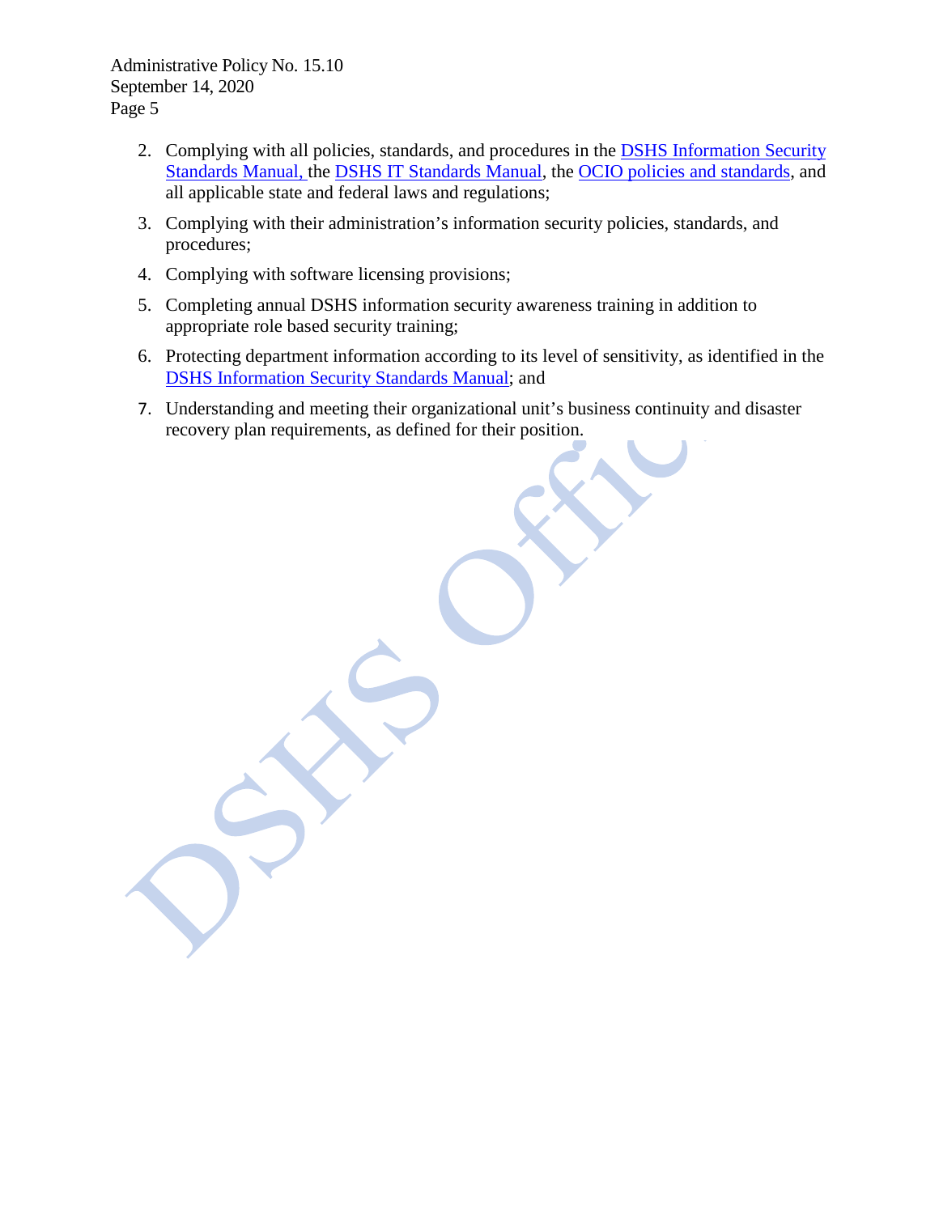2. Complying with all policies, standards, and procedures in the DSHS Information Security Standards Manual, the DSHS IT Standards Manual, the OCIO policies and standards, and all applicable state and federal laws and regulations;
3. Complying with their administration's information security policies, standards, and procedures;
4. Complying with software licensing provisions;
5. Completing annual DSHS information security awareness training in addition to appropriate role based security training;
6. Protecting department information according to its level of sensitivity, as identified in the DSHS Information Security Standards Manual; and
7. Understanding and meeting their organizational unit's business continuity and disaster recovery plan requirements, as defined for their position.